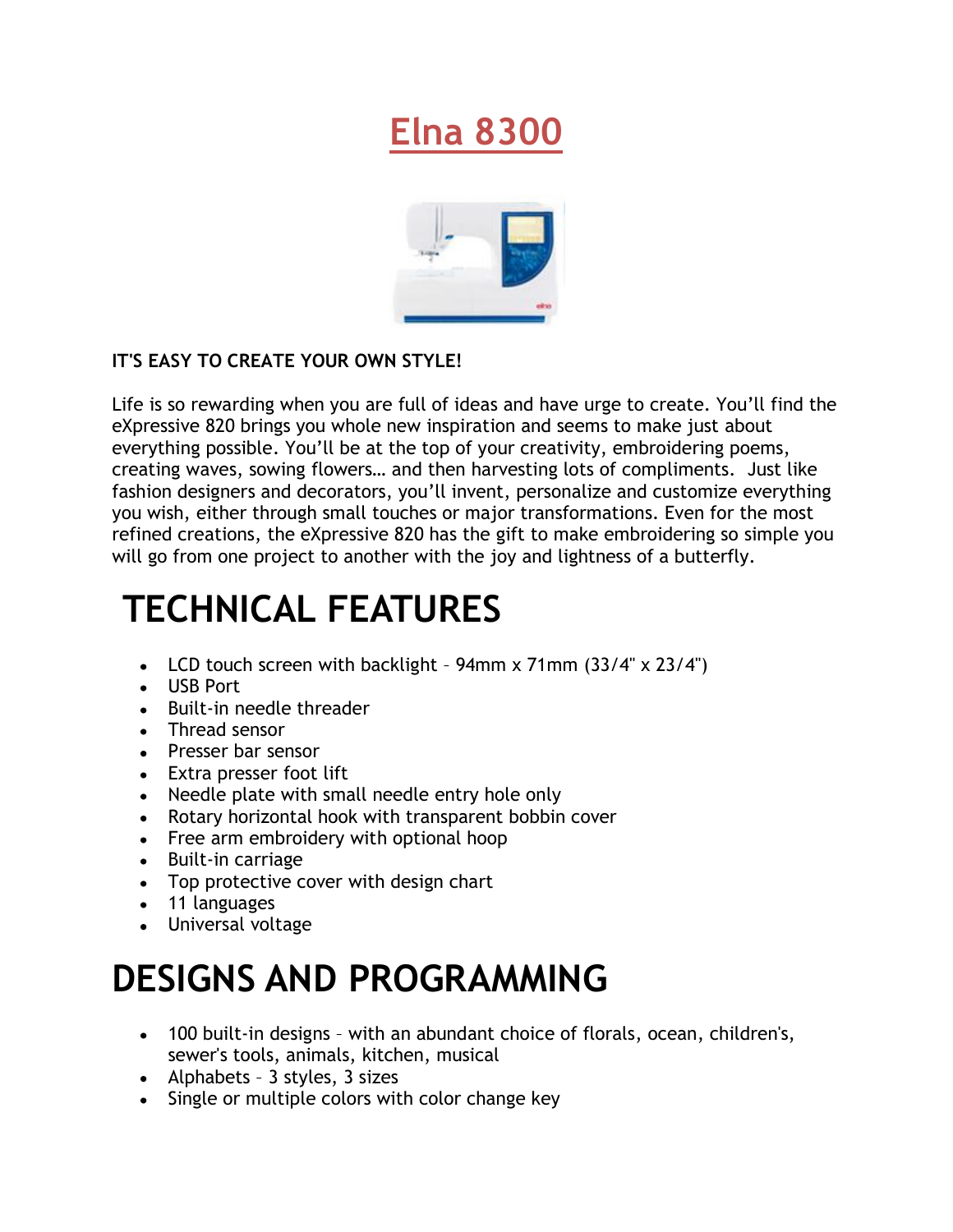# Elna 8300

**IT'S EASY TO CREATE YOUR OWN STYLE!**

Life is so rewarding when you are full of ideas and have urge to create. You'll find the eXpressive 820 brings you whole new inspiration and seems to make just about everything possible. You'll be at the top of your creativity, embroidering poems, creating waves, sowing flowers… and then harvesting lots of compliments. Just like fashion designers and decorators, you'll invent, personalize and customize everything you wish, either through small touches or major transformations. Even for the most refined creations, the eXpressive 820 has the gift to make embroidering so simple you will go from one project to another with the joy and lightness of a butterfly.

## TECHNICAL FEATURES

- LCD touch screen with backlight – 94mm x 71mm (33/4" x 23/4")
- USB Port
- Built-in needle threader
- Thread sensor
- Presser bar sensor
- Extra presser foot lift
- Needle plate with small needle entry hole only
- Rotary horizontal hook with transparent bobbin cover
- Free arm embroidery with optional hoop
- Built-in carriage
- Top protective cover with design chart
- 11 languages
- Universal voltage

## DESIGNS AND PROGRAMMING

- 100 built-in designs – with an abundant choice of florals, ocean, children's, sewer's tools, animals, kitchen, musical
- Alphabets – 3 styles, 3 sizes
- Single or multiple colors with color change key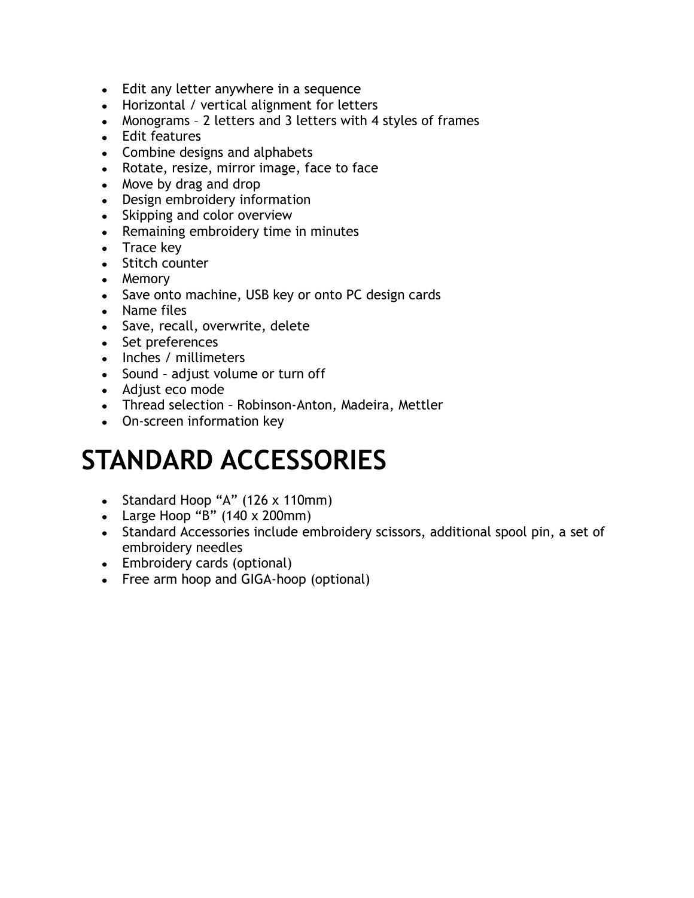- Edit any letter anywhere in a sequence
- Horizontal / vertical alignment for letters
- Monograms – 2 letters and 3 letters with 4 styles of frames
- Edit features
- Combine designs and alphabets
- Rotate, resize, mirror image, face to face
- Move by drag and drop
- Design embroidery information
- Skipping and color overview
- Remaining embroidery time in minutes
- Trace key
- Stitch counter
- Memory
- Save onto machine, USB key or onto PC design cards
- Name files
- Save, recall, overwrite, delete
- Set preferences
- Inches / millimeters
- Sound – adjust volume or turn off
- Adjust eco mode
- Thread selection – Robinson-Anton, Madeira, Mettler
- On-screen information key

# STANDARD ACCESSORIES

- Standard Hoop “A” (126 x 110mm)
- Large Hoop “B” (140 x 200mm)
- Standard Accessories include embroidery scissors, additional spool pin, a set of embroidery needles
- Embroidery cards (optional)
- Free arm hoop and GIGA-hoop (optional)